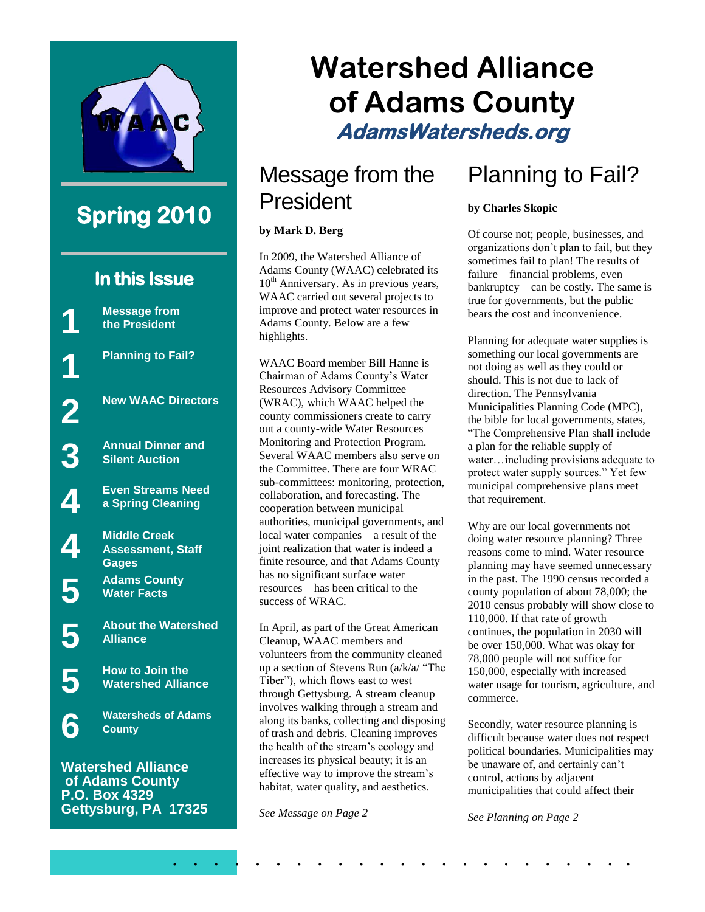# Watershed Alliance of Adams County

***AdamsWatersheds.org***

## Spring 2010

### In this Issue

| | |
|---|---|
| 1 | Message from the President |
| 1 | Planning to Fail? |
| 2 | New WAAC Directors |
| 3 | Annual Dinner and Silent Auction |
| 4 | Even Streams Need a Spring Cleaning |
| 4 | Middle Creek Assessment, Staff Gages |
| 5 | Adams County Water Facts |
| 5 | About the Watershed Alliance |
| 5 | How to Join the Watershed Alliance |
| 6 | Watersheds of Adams County |

**Watershed Alliance of Adams County**
**P.O. Box 4329**
**Gettysburg, PA 17325**

## Message from the President

**by Mark D. Berg**

In 2009, the Watershed Alliance of Adams County (WAAC) celebrated its 10th Anniversary. As in previous years, WAAC carried out several projects to improve and protect water resources in Adams County. Below are a few highlights.

WAAC Board member Bill Hanne is Chairman of Adams County's Water Resources Advisory Committee (WRAC), which WAAC helped the county commissioners create to carry out a county-wide Water Resources Monitoring and Protection Program. Several WAAC members also serve on the Committee. There are four WRAC sub-committees: monitoring, protection, collaboration, and forecasting. The cooperation between municipal authorities, municipal governments, and local water companies – a result of the joint realization that water is indeed a finite resource, and that Adams County has no significant surface water resources – has been critical to the success of WRAC.

In April, as part of the Great American Cleanup, WAAC members and volunteers from the community cleaned up a section of Stevens Run (a/k/a/ "The Tiber"), which flows east to west through Gettysburg. A stream cleanup involves walking through a stream and along its banks, collecting and disposing of trash and debris. Cleaning improves the health of the stream's ecology and increases its physical beauty; it is an effective way to improve the stream's habitat, water quality, and aesthetics.

*See Message on Page 2*

## Planning to Fail?

**by Charles Skopic**

Of course not; people, businesses, and organizations don't plan to fail, but they sometimes fail to plan! The results of failure – financial problems, even bankruptcy – can be costly. The same is true for governments, but the public bears the cost and inconvenience.

Planning for adequate water supplies is something our local governments are not doing as well as they could or should. This is not due to lack of direction. The Pennsylvania Municipalities Planning Code (MPC), the bible for local governments, states, "The Comprehensive Plan shall include a plan for the reliable supply of water…including provisions adequate to protect water supply sources." Yet few municipal comprehensive plans meet that requirement.

Why are our local governments not doing water resource planning? Three reasons come to mind. Water resource planning may have seemed unnecessary in the past. The 1990 census recorded a county population of about 78,000; the 2010 census probably will show close to 110,000. If that rate of growth continues, the population in 2030 will be over 150,000. What was okay for 78,000 people will not suffice for 150,000, especially with increased water usage for tourism, agriculture, and commerce.

Secondly, water resource planning is difficult because water does not respect political boundaries. Municipalities may be unaware of, and certainly can't control, actions by adjacent municipalities that could affect their

*See Planning on Page 2*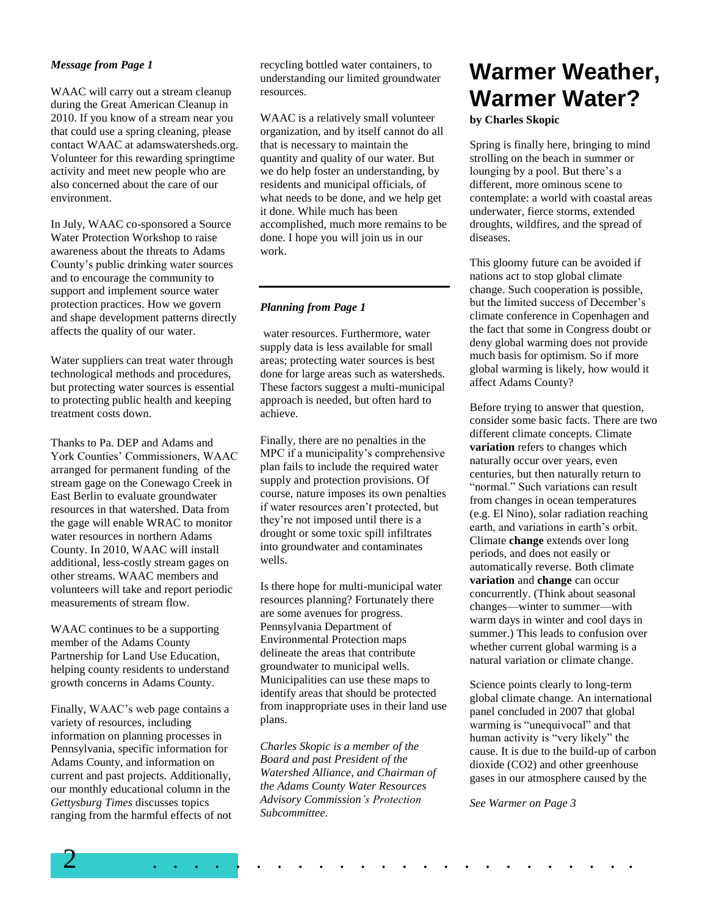*Message from Page 1*

WAAC will carry out a stream cleanup during the Great American Cleanup in 2010. If you know of a stream near you that could use a spring cleaning, please contact WAAC at adamswatersheds.org. Volunteer for this rewarding springtime activity and meet new people who are also concerned about the care of our environment.

In July, WAAC co-sponsored a Source Water Protection Workshop to raise awareness about the threats to Adams County's public drinking water sources and to encourage the community to support and implement source water protection practices. How we govern and shape development patterns directly affects the quality of our water.

Water suppliers can treat water through technological methods and procedures, but protecting water sources is essential to protecting public health and keeping treatment costs down.

Thanks to Pa. DEP and Adams and York Counties' Commissioners, WAAC arranged for permanent funding of the stream gage on the Conewago Creek in East Berlin to evaluate groundwater resources in that watershed. Data from the gage will enable WRAC to monitor water resources in northern Adams County. In 2010, WAAC will install additional, less-costly stream gages on other streams. WAAC members and volunteers will take and report periodic measurements of stream flow.

WAAC continues to be a supporting member of the Adams County Partnership for Land Use Education, helping county residents to understand growth concerns in Adams County.

Finally, WAAC's web page contains a variety of resources, including information on planning processes in Pennsylvania, specific information for Adams County, and information on current and past projects. Additionally, our monthly educational column in the *Gettysburg Times* discusses topics ranging from the harmful effects of not recycling bottled water containers, to understanding our limited groundwater resources.

WAAC is a relatively small volunteer organization, and by itself cannot do all that is necessary to maintain the quantity and quality of our water. But we do help foster an understanding, by residents and municipal officials, of what needs to be done, and we help get it done. While much has been accomplished, much more remains to be done. I hope you will join us in our work.

---

*Planning from Page 1*

water resources. Furthermore, water supply data is less available for small areas; protecting water sources is best done for large areas such as watersheds. These factors suggest a multi-municipal approach is needed, but often hard to achieve.

Finally, there are no penalties in the MPC if a municipality's comprehensive plan fails to include the required water supply and protection provisions. Of course, nature imposes its own penalties if water resources aren't protected, but they're not imposed until there is a drought or some toxic spill infiltrates into groundwater and contaminates wells.

Is there hope for multi-municipal water resources planning? Fortunately there are some avenues for progress. Pennsylvania Department of Environmental Protection maps delineate the areas that contribute groundwater to municipal wells. Municipalities can use these maps to identify areas that should be protected from inappropriate uses in their land use plans.

*Charles Skopic is a member of the Board and past President of the Watershed Alliance, and Chairman of the Adams County Water Resources Advisory Commission's Protection Subcommittee.*

# Warmer Weather, Warmer Water?

**by Charles Skopic**

Spring is finally here, bringing to mind strolling on the beach in summer or lounging by a pool. But there's a different, more ominous scene to contemplate: a world with coastal areas underwater, fierce storms, extended droughts, wildfires, and the spread of diseases.

This gloomy future can be avoided if nations act to stop global climate change. Such cooperation is possible, but the limited success of December's climate conference in Copenhagen and the fact that some in Congress doubt or deny global warming does not provide much basis for optimism. So if more global warming is likely, how would it affect Adams County?

Before trying to answer that question, consider some basic facts. There are two different climate concepts. Climate **variation** refers to changes which naturally occur over years, even centuries, but then naturally return to "normal." Such variations can result from changes in ocean temperatures (e.g. El Nino), solar radiation reaching earth, and variations in earth's orbit. Climate **change** extends over long periods, and does not easily or automatically reverse. Both climate **variation** and **change** can occur concurrently. (Think about seasonal changes—winter to summer—with warm days in winter and cool days in summer.) This leads to confusion over whether current global warming is a natural variation or climate change.

Science points clearly to long-term global climate change. An international panel concluded in 2007 that global warming is "unequivocal" and that human activity is "very likely" the cause. It is due to the build-up of carbon dioxide ($CO_2$) and other greenhouse gases in our atmosphere caused by the

*See Warmer on Page 3*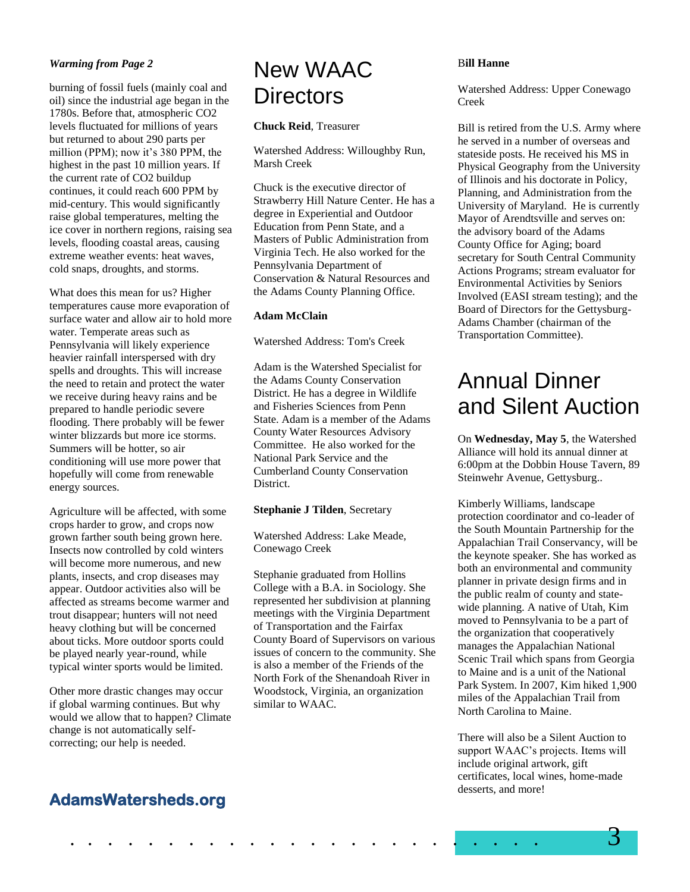*Warming from Page 2*

burning of fossil fuels (mainly coal and oil) since the industrial age began in the 1780s. Before that, atmospheric $CO_2$ levels fluctuated for millions of years but returned to about 290 parts per million (PPM); now it's 380 PPM, the highest in the past 10 million years. If the current rate of $CO_2$ buildup continues, it could reach 600 PPM by mid-century. This would significantly raise global temperatures, melting the ice cover in northern regions, raising sea levels, flooding coastal areas, causing extreme weather events: heat waves, cold snaps, droughts, and storms.

What does this mean for us? Higher temperatures cause more evaporation of surface water and allow air to hold more water. Temperate areas such as Pennsylvania will likely experience heavier rainfall interspersed with dry spells and droughts. This will increase the need to retain and protect the water we receive during heavy rains and be prepared to handle periodic severe flooding. There probably will be fewer winter blizzards but more ice storms. Summers will be hotter, so air conditioning will use more power that hopefully will come from renewable energy sources.

Agriculture will be affected, with some crops harder to grow, and crops now grown farther south being grown here. Insects now controlled by cold winters will become more numerous, and new plants, insects, and crop diseases may appear. Outdoor activities also will be affected as streams become warmer and trout disappear; hunters will not need heavy clothing but will be concerned about ticks. More outdoor sports could be played nearly year-round, while typical winter sports would be limited.

Other more drastic changes may occur if global warming continues. But why would we allow that to happen? Climate change is not automatically self-correcting; our help is needed.

**AdamsWatersheds.org**

# New WAAC Directors

**Chuck Reid**, Treasurer

Watershed Address: Willoughby Run, Marsh Creek

Chuck is the executive director of Strawberry Hill Nature Center. He has a degree in Experiential and Outdoor Education from Penn State, and a Masters of Public Administration from Virginia Tech. He also worked for the Pennsylvania Department of Conservation & Natural Resources and the Adams County Planning Office.

**Adam McClain**

Watershed Address: Tom's Creek

Adam is the Watershed Specialist for the Adams County Conservation District. He has a degree in Wildlife and Fisheries Sciences from Penn State. Adam is a member of the Adams County Water Resources Advisory Committee. He also worked for the National Park Service and the Cumberland County Conservation District.

**Stephanie J Tilden**, Secretary

Watershed Address: Lake Meade, Conewago Creek

Stephanie graduated from Hollins College with a B.A. in Sociology. She represented her subdivision at planning meetings with the Virginia Department of Transportation and the Fairfax County Board of Supervisors on various issues of concern to the community. She is also a member of the Friends of the North Fork of the Shenandoah River in Woodstock, Virginia, an organization similar to WAAC.

**Bill Hanne**

Watershed Address: Upper Conewago Creek

Bill is retired from the U.S. Army where he served in a number of overseas and stateside posts. He received his MS in Physical Geography from the University of Illinois and his doctorate in Policy, Planning, and Administration from the University of Maryland. He is currently Mayor of Arendtsville and serves on: the advisory board of the Adams County Office for Aging; board secretary for South Central Community Actions Programs; stream evaluator for Environmental Activities by Seniors Involved (EASI stream testing); and the Board of Directors for the Gettysburg-Adams Chamber (chairman of the Transportation Committee).

# Annual Dinner and Silent Auction

On **Wednesday, May 5**, the Watershed Alliance will hold its annual dinner at 6:00pm at the Dobbin House Tavern, 89 Steinwehr Avenue, Gettysburg..

Kimberly Williams, landscape protection coordinator and co-leader of the South Mountain Partnership for the Appalachian Trail Conservancy, will be the keynote speaker. She has worked as both an environmental and community planner in private design firms and in the public realm of county and state-wide planning. A native of Utah, Kim moved to Pennsylvania to be a part of the organization that cooperatively manages the Appalachian National Scenic Trail which spans from Georgia to Maine and is a unit of the National Park System. In 2007, Kim hiked 1,900 miles of the Appalachian Trail from North Carolina to Maine.

There will also be a Silent Auction to support WAAC's projects. Items will include original artwork, gift certificates, local wines, home-made desserts, and more!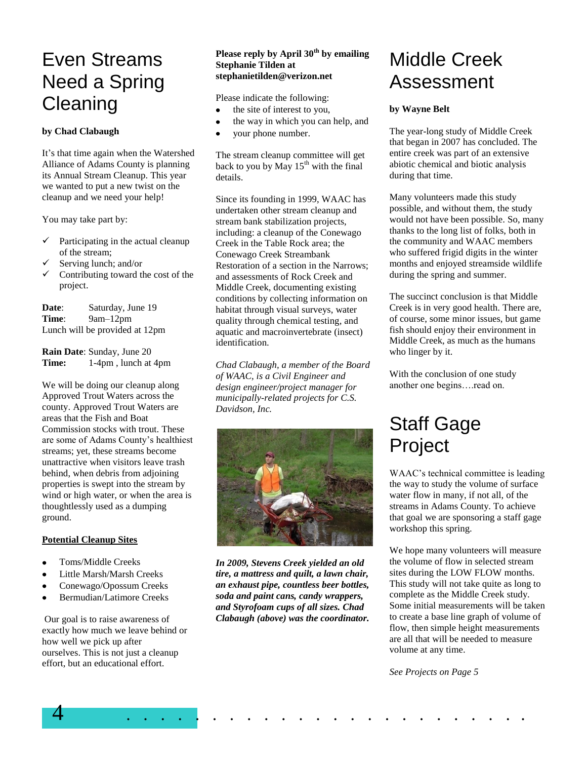# Even Streams Need a Spring Cleaning

**by Chad Clabaugh**

It's that time again when the Watershed Alliance of Adams County is planning its Annual Stream Cleanup. This year we wanted to put a new twist on the cleanup and we need your help!

You may take part by:

- ✓ Participating in the actual cleanup of the stream;
- ✓ Serving lunch; and/or
- ✓ Contributing toward the cost of the project.

**Date**: Saturday, June 19
**Time**: 9am–12pm
Lunch will be provided at 12pm

**Rain Date**: Sunday, June 20
**Time:** 1-4pm , lunch at 4pm

We will be doing our cleanup along Approved Trout Waters across the county. Approved Trout Waters are areas that the Fish and Boat Commission stocks with trout. These are some of Adams County's healthiest streams; yet, these streams become unattractive when visitors leave trash behind, when debris from adjoining properties is swept into the stream by wind or high water, or when the area is thoughtlessly used as a dumping ground.

**Potential Cleanup Sites**

- Toms/Middle Creeks
- Little Marsh/Marsh Creeks
- Conewago/Opossum Creeks
- Bermudian/Latimore Creeks

Our goal is to raise awareness of exactly how much we leave behind or how well we pick up after ourselves. This is not just a cleanup effort, but an educational effort.

**Please reply by April 30th by emailing Stephanie Tilden at stephanietilden@verizon.net**

Please indicate the following:

- the site of interest to you,
- the way in which you can help, and
- your phone number.

The stream cleanup committee will get back to you by May 15th with the final details.

Since its founding in 1999, WAAC has undertaken other stream cleanup and stream bank stabilization projects, including: a cleanup of the Conewago Creek in the Table Rock area; the Conewago Creek Streambank Restoration of a section in the Narrows; and assessments of Rock Creek and Middle Creek, documenting existing conditions by collecting information on habitat through visual surveys, water quality through chemical testing, and aquatic and macroinvertebrate (insect) identification.

*Chad Clabaugh, a member of the Board of WAAC, is a Civil Engineer and design engineer/project manager for municipally-related projects for C.S. Davidson, Inc.*

***In 2009, Stevens Creek yielded an old tire, a mattress and quilt, a lawn chair, an exhaust pipe, countless beer bottles, soda and paint cans, candy wrappers, and Styrofoam cups of all sizes. Chad Clabaugh (above) was the coordinator.***

# Middle Creek Assessment

**by Wayne Belt**

The year-long study of Middle Creek that began in 2007 has concluded. The entire creek was part of an extensive abiotic chemical and biotic analysis during that time.

Many volunteers made this study possible, and without them, the study would not have been possible. So, many thanks to the long list of folks, both in the community and WAAC members who suffered frigid digits in the winter months and enjoyed streamside wildlife during the spring and summer.

The succinct conclusion is that Middle Creek is in very good health. There are, of course, some minor issues, but game fish should enjoy their environment in Middle Creek, as much as the humans who linger by it.

With the conclusion of one study another one begins….read on.

# Staff Gage Project

WAAC's technical committee is leading the way to study the volume of surface water flow in many, if not all, of the streams in Adams County. To achieve that goal we are sponsoring a staff gage workshop this spring.

We hope many volunteers will measure the volume of flow in selected stream sites during the LOW FLOW months. This study will not take quite as long to complete as the Middle Creek study. Some initial measurements will be taken to create a base line graph of volume of flow, then simple height measurements are all that will be needed to measure volume at any time.

*See Projects on Page 5*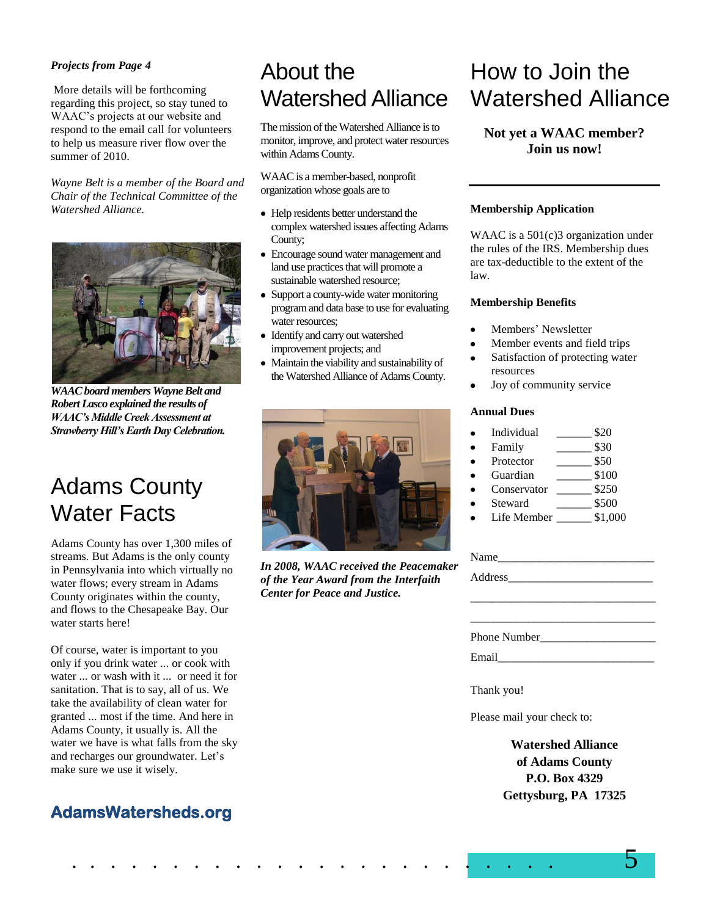*Projects from Page 4*

More details will be forthcoming regarding this project, so stay tuned to WAAC's projects at our website and respond to the email call for volunteers to help us measure river flow over the summer of 2010.

*Wayne Belt is a member of the Board and Chair of the Technical Committee of the Watershed Alliance.*

***WAAC board members Wayne Belt and Robert Lasco explained the results of WAAC's Middle Creek Assessment at Strawberry Hill's Earth Day Celebration.***

# Adams County Water Facts

Adams County has over 1,300 miles of streams. But Adams is the only county in Pennsylvania into which virtually no water flows; every stream in Adams County originates within the county, and flows to the Chesapeake Bay. Our water starts here!

Of course, water is important to you only if you drink water ... or cook with water ... or wash with it ... or need it for sanitation. That is to say, all of us. We take the availability of clean water for granted ... most if the time. And here in Adams County, it usually is. All the water we have is what falls from the sky and recharges our groundwater. Let's make sure we use it wisely.

**AdamsWatersheds.org**

# About the Watershed Alliance

The mission of the Watershed Alliance is to monitor, improve, and protect water resources within Adams County.

WAAC is a member-based, nonprofit organization whose goals are to

- Help residents better understand the complex watershed issues affecting Adams County;
- Encourage sound water management and land use practices that will promote a sustainable watershed resource;
- Support a county-wide water monitoring program and data base to use for evaluating water resources;
- Identify and carry out watershed improvement projects; and
- Maintain the viability and sustainability of the Watershed Alliance of Adams County.

***In 2008, WAAC received the Peacemaker of the Year Award from the Interfaith Center for Peace and Justice.***

# How to Join the Watershed Alliance

**Not yet a WAAC member? Join us now!**

---

**Membership Application**

WAAC is a 501(c)3 organization under the rules of the IRS. Membership dues are tax-deductible to the extent of the law.

**Membership Benefits**

- Members' Newsletter
- Member events and field trips
- Satisfaction of protecting water resources
- Joy of community service

**Annual Dues**

- Individual ______ $20
- Family ______ $30
- Protector ______ $50
- Guardian ______ $100
- Conservator ______ $250
- Steward ______ $500
- Life Member ______ $1,000

Name___________________________

Address_________________________

________________________________

________________________________

Phone Number____________________

Email___________________________

Thank you!

Please mail your check to:

**Watershed Alliance**
**of Adams County**
**P.O. Box 4329**
**Gettysburg, PA 17325**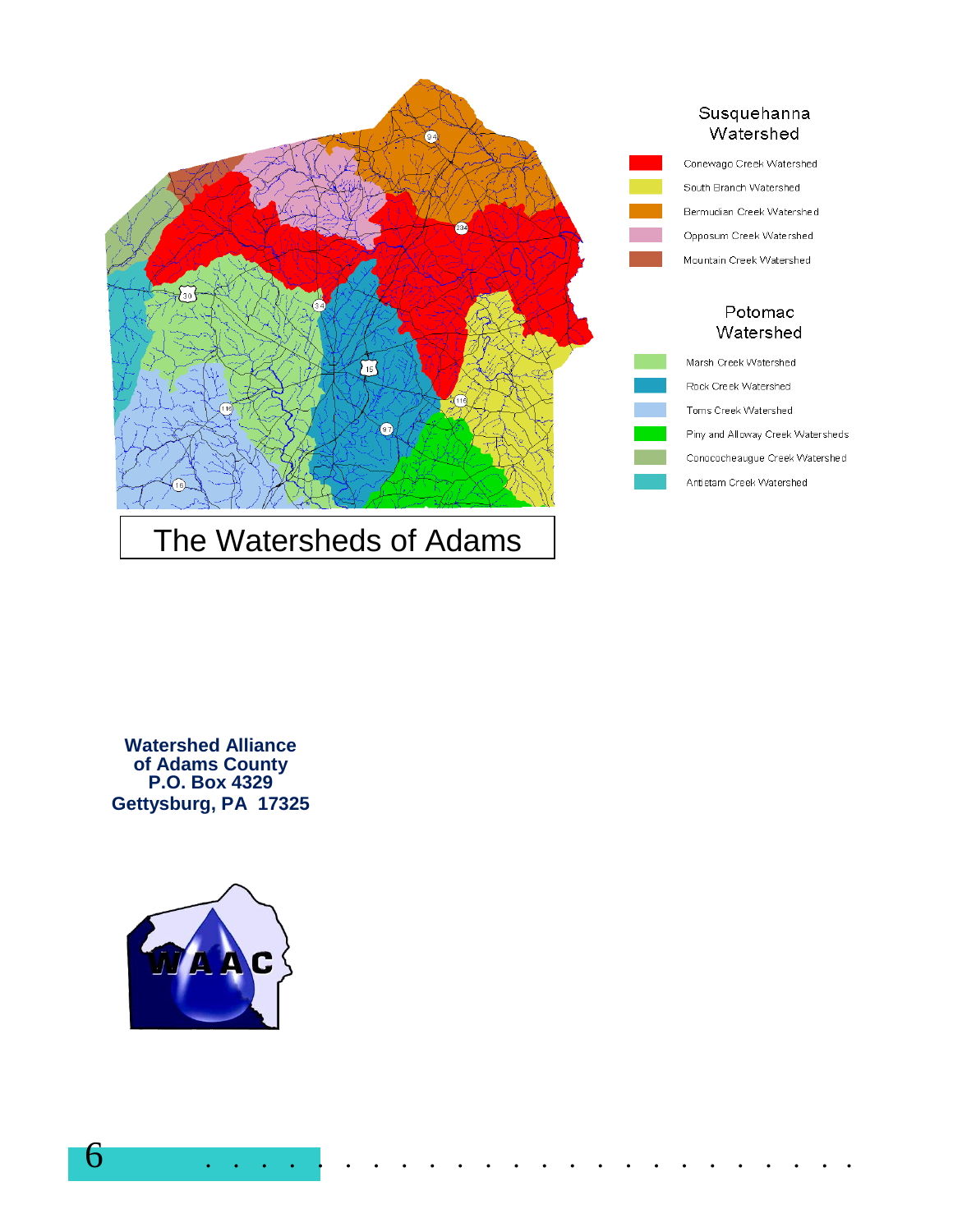Susquehanna Watershed

Conewago Creek Watershed

South Branch Watershed

Bermudian Creek Watershed

Opposum Creek Watershed

Mountain Creek Watershed

Potomac Watershed

Marsh Creek Watershed

Rock Creek Watershed

Toms Creek Watershed

Piny and Alloway Creek Watersheds

Conococheaugue Creek Watershed

Antietam Creek Watershed

The Watersheds of Adams

**Watershed Alliance of Adams County**
**P.O. Box 4329**
**Gettysburg, PA 17325**

WAAC